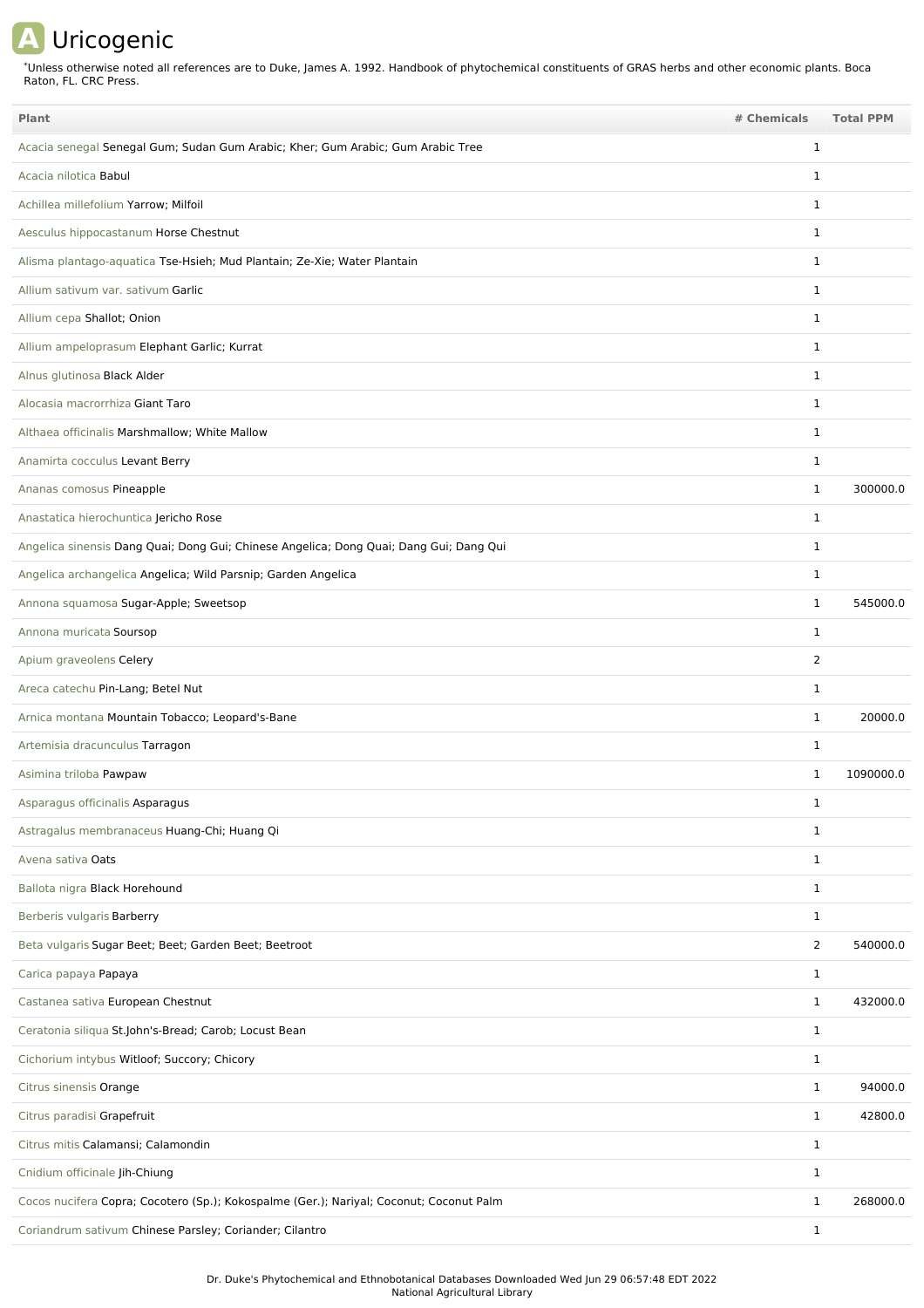# Uricogenic

*Unless otherwise noted all references are to Duke, James A. 1992. Handbook of phytochemical constituents of GRAS herbs and other economic plants. Boca Raton, FL. CRC Press.

| Plant | # Chemicals | Total PPM |
|---|---|---|
| Acacia senegal Senegal Gum; Sudan Gum Arabic; Kher; Gum Arabic; Gum Arabic Tree | 1 | |
| Acacia nilotica Babul | 1 | |
| Achillea millefolium Yarrow; Milfoil | 1 | |
| Aesculus hippocastanum Horse Chestnut | 1 | |
| Alisma plantago-aquatica Tse-Hsieh; Mud Plantain; Ze-Xie; Water Plantain | 1 | |
| Allium sativum var. sativum Garlic | 1 | |
| Allium cepa Shallot; Onion | 1 | |
| Allium ampeloprasum Elephant Garlic; Kurrat | 1 | |
| Alnus glutinosa Black Alder | 1 | |
| Alocasia macrorrhiza Giant Taro | 1 | |
| Althaea officinalis Marshmallow; White Mallow | 1 | |
| Anamirta cocculus Levant Berry | 1 | |
| Ananas comosus Pineapple | 1 | 300000.0 |
| Anastatica hierochuntica Jericho Rose | 1 | |
| Angelica sinensis Dang Quai; Dong Gui; Chinese Angelica; Dong Quai; Dang Gui; Dang Qui | 1 | |
| Angelica archangelica Angelica; Wild Parsnip; Garden Angelica | 1 | |
| Annona squamosa Sugar-Apple; Sweetsop | 1 | 545000.0 |
| Annona muricata Soursop | 1 | |
| Apium graveolens Celery | 2 | |
| Areca catechu Pin-Lang; Betel Nut | 1 | |
| Arnica montana Mountain Tobacco; Leopard's-Bane | 1 | 20000.0 |
| Artemisia dracunculus Tarragon | 1 | |
| Asimina triloba Pawpaw | 1 | 1090000.0 |
| Asparagus officinalis Asparagus | 1 | |
| Astragalus membranaceus Huang-Chi; Huang Qi | 1 | |
| Avena sativa Oats | 1 | |
| Ballota nigra Black Horehound | 1 | |
| Berberis vulgaris Barberry | 1 | |
| Beta vulgaris Sugar Beet; Beet; Garden Beet; Beetroot | 2 | 540000.0 |
| Carica papaya Papaya | 1 | |
| Castanea sativa European Chestnut | 1 | 432000.0 |
| Ceratonia siliqua St.John's-Bread; Carob; Locust Bean | 1 | |
| Cichorium intybus Witloof; Succory; Chicory | 1 | |
| Citrus sinensis Orange | 1 | 94000.0 |
| Citrus paradisi Grapefruit | 1 | 42800.0 |
| Citrus mitis Calamansi; Calamondin | 1 | |
| Cnidium officinale Jih-Chiung | 1 | |
| Cocos nucifera Copra; Cocotero (Sp.); Kokospalme (Ger.); Nariyal; Coconut; Coconut Palm | 1 | 268000.0 |
| Coriandrum sativum Chinese Parsley; Coriander; Cilantro | 1 | |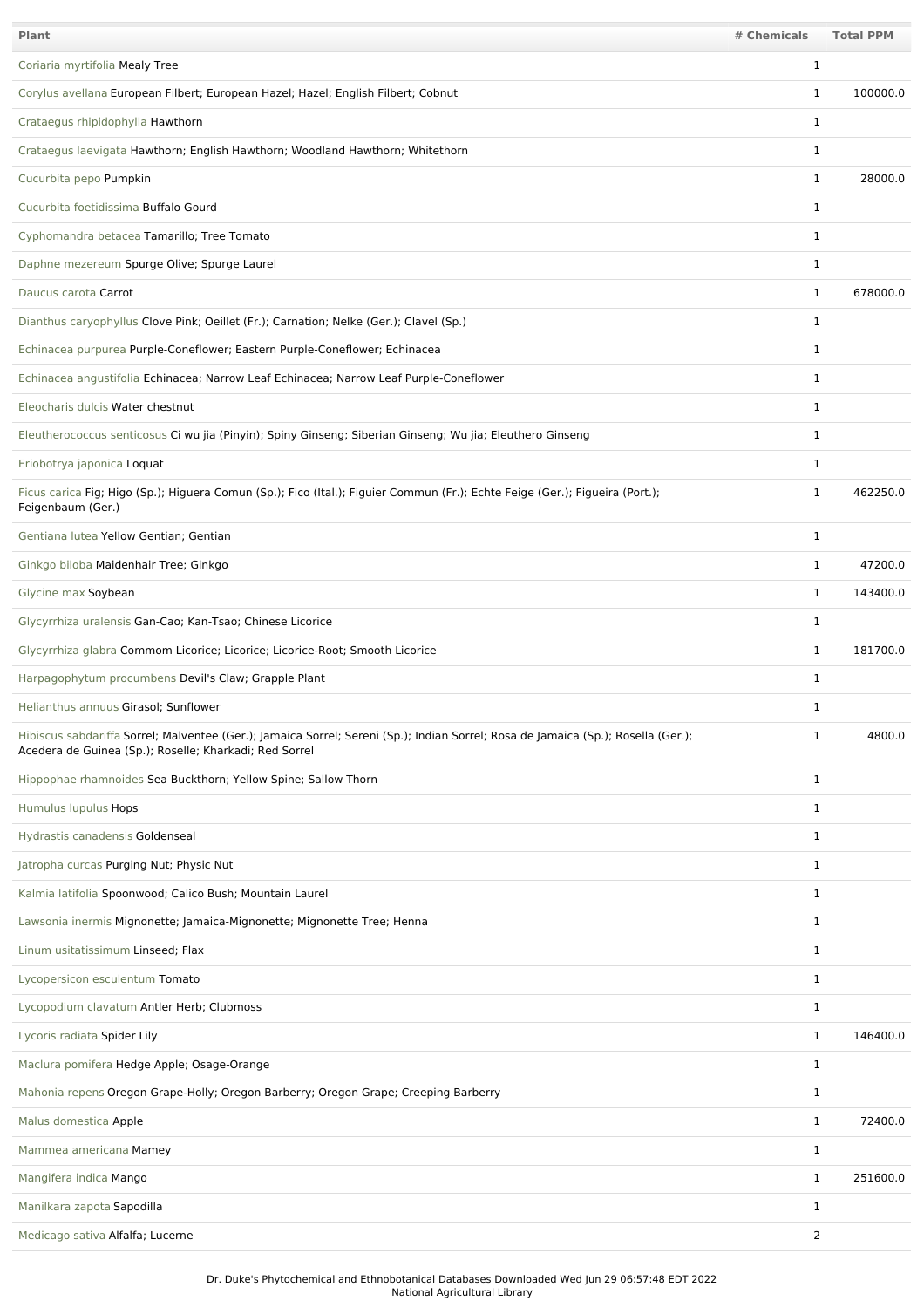| Plant | # Chemicals | Total PPM |
| --- | --- | --- |
| Coriaria myrtifolia Mealy Tree | 1 | |
| Corylus avellana European Filbert; European Hazel; Hazel; English Filbert; Cobnut | 1 | 100000.0 |
| Crataegus rhipidophylla Hawthorn | 1 | |
| Crataegus laevigata Hawthorn; English Hawthorn; Woodland Hawthorn; Whitethorn | 1 | |
| Cucurbita pepo Pumpkin | 1 | 28000.0 |
| Cucurbita foetidissima Buffalo Gourd | 1 | |
| Cyphomandra betacea Tamarillo; Tree Tomato | 1 | |
| Daphne mezereum Spurge Olive; Spurge Laurel | 1 | |
| Daucus carota Carrot | 1 | 678000.0 |
| Dianthus caryophyllus Clove Pink; Oeillet (Fr.); Carnation; Nelke (Ger.); Clavel (Sp.) | 1 | |
| Echinacea purpurea Purple-Coneflower; Eastern Purple-Coneflower; Echinacea | 1 | |
| Echinacea angustifolia Echinacea; Narrow Leaf Echinacea; Narrow Leaf Purple-Coneflower | 1 | |
| Eleocharis dulcis Water chestnut | 1 | |
| Eleutherococcus senticosus Ci wu jia (Pinyin); Spiny Ginseng; Siberian Ginseng; Wu jia; Eleuthero Ginseng | 1 | |
| Eriobotrya japonica Loquat | 1 | |
| Ficus carica Fig; Higo (Sp.); Higuera Comun (Sp.); Fico (Ital.); Figuier Commun (Fr.); Echte Feige (Ger.); Figueira (Port.); Feigenbaum (Ger.) | 1 | 462250.0 |
| Gentiana lutea Yellow Gentian; Gentian | 1 | |
| Ginkgo biloba Maidenhair Tree; Ginkgo | 1 | 47200.0 |
| Glycine max Soybean | 1 | 143400.0 |
| Glycyrrhiza uralensis Gan-Cao; Kan-Tsao; Chinese Licorice | 1 | |
| Glycyrrhiza glabra Commom Licorice; Licorice; Licorice-Root; Smooth Licorice | 1 | 181700.0 |
| Harpagophytum procumbens Devil's Claw; Grapple Plant | 1 | |
| Helianthus annuus Girasol; Sunflower | 1 | |
| Hibiscus sabdariffa Sorrel; Malventee (Ger.); Jamaica Sorrel; Sereni (Sp.); Indian Sorrel; Rosa de Jamaica (Sp.); Rosella (Ger.); Acedera de Guinea (Sp.); Roselle; Kharkadi; Red Sorrel | 1 | 4800.0 |
| Hippophae rhamnoides Sea Buckthorn; Yellow Spine; Sallow Thorn | 1 | |
| Humulus lupulus Hops | 1 | |
| Hydrastis canadensis Goldenseal | 1 | |
| Jatropha curcas Purging Nut; Physic Nut | 1 | |
| Kalmia latifolia Spoonwood; Calico Bush; Mountain Laurel | 1 | |
| Lawsonia inermis Mignonette; Jamaica-Mignonette; Mignonette Tree; Henna | 1 | |
| Linum usitatissimum Linseed; Flax | 1 | |
| Lycopersicon esculentum Tomato | 1 | |
| Lycopodium clavatum Antler Herb; Clubmoss | 1 | |
| Lycoris radiata Spider Lily | 1 | 146400.0 |
| Maclura pomifera Hedge Apple; Osage-Orange | 1 | |
| Mahonia repens Oregon Grape-Holly; Oregon Barberry; Oregon Grape; Creeping Barberry | 1 | |
| Malus domestica Apple | 1 | 72400.0 |
| Mammea americana Mamey | 1 | |
| Mangifera indica Mango | 1 | 251600.0 |
| Manilkara zapota Sapodilla | 1 | |
| Medicago sativa Alfalfa; Lucerne | 2 | |

Dr. Duke's Phytochemical and Ethnobotanical Databases Downloaded Wed Jun 29 06:57:48 EDT 2022
National Agricultural Library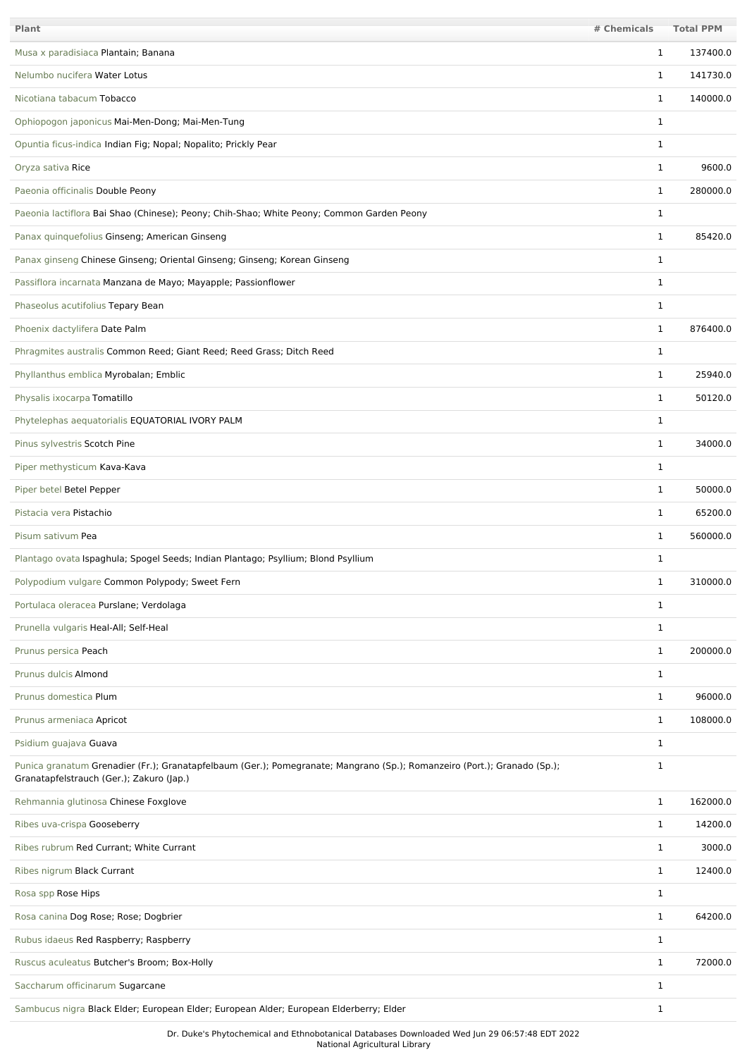| Plant | # Chemicals | Total PPM |
|---|---|---|
| Musa x paradisiaca Plantain; Banana | 1 | 137400.0 |
| Nelumbo nucifera Water Lotus | 1 | 141730.0 |
| Nicotiana tabacum Tobacco | 1 | 140000.0 |
| Ophiopogon japonicus Mai-Men-Dong; Mai-Men-Tung | 1 | |
| Opuntia ficus-indica Indian Fig; Nopal; Nopalito; Prickly Pear | 1 | |
| Oryza sativa Rice | 1 | 9600.0 |
| Paeonia officinalis Double Peony | 1 | 280000.0 |
| Paeonia lactiflora Bai Shao (Chinese); Peony; Chih-Shao; White Peony; Common Garden Peony | 1 | |
| Panax quinquefolius Ginseng; American Ginseng | 1 | 85420.0 |
| Panax ginseng Chinese Ginseng; Oriental Ginseng; Ginseng; Korean Ginseng | 1 | |
| Passiflora incarnata Manzana de Mayo; Mayapple; Passionflower | 1 | |
| Phaseolus acutifolius Tepary Bean | 1 | |
| Phoenix dactylifera Date Palm | 1 | 876400.0 |
| Phragmites australis Common Reed; Giant Reed; Reed Grass; Ditch Reed | 1 | |
| Phyllanthus emblica Myrobalan; Emblic | 1 | 25940.0 |
| Physalis ixocarpa Tomatillo | 1 | 50120.0 |
| Phytelephas aequatorialis EQUATORIAL IVORY PALM | 1 | |
| Pinus sylvestris Scotch Pine | 1 | 34000.0 |
| Piper methysticum Kava-Kava | 1 | |
| Piper betel Betel Pepper | 1 | 50000.0 |
| Pistacia vera Pistachio | 1 | 65200.0 |
| Pisum sativum Pea | 1 | 560000.0 |
| Plantago ovata Ispaghula; Spogel Seeds; Indian Plantago; Psyllium; Blond Psyllium | 1 | |
| Polypodium vulgare Common Polypody; Sweet Fern | 1 | 310000.0 |
| Portulaca oleracea Purslane; Verdolaga | 1 | |
| Prunella vulgaris Heal-All; Self-Heal | 1 | |
| Prunus persica Peach | 1 | 200000.0 |
| Prunus dulcis Almond | 1 | |
| Prunus domestica Plum | 1 | 96000.0 |
| Prunus armeniaca Apricot | 1 | 108000.0 |
| Psidium guajava Guava | 1 | |
| Punica granatum Grenadier (Fr.); Granatapfelbaum (Ger.); Pomegranate; Mangrano (Sp.); Romanzeiro (Port.); Granado (Sp.); Granatapfelstrauch (Ger.); Zakuro (Jap.) | 1 | |
| Rehmannia glutinosa Chinese Foxglove | 1 | 162000.0 |
| Ribes uva-crispa Gooseberry | 1 | 14200.0 |
| Ribes rubrum Red Currant; White Currant | 1 | 3000.0 |
| Ribes nigrum Black Currant | 1 | 12400.0 |
| Rosa spp Rose Hips | 1 | |
| Rosa canina Dog Rose; Rose; Dogbrier | 1 | 64200.0 |
| Rubus idaeus Red Raspberry; Raspberry | 1 | |
| Ruscus aculeatus Butcher's Broom; Box-Holly | 1 | 72000.0 |
| Saccharum officinarum Sugarcane | 1 | |
| Sambucus nigra Black Elder; European Elder; European Alder; European Elderberry; Elder | 1 | |

Dr. Duke's Phytochemical and Ethnobotanical Databases Downloaded Wed Jun 29 06:57:48 EDT 2022
National Agricultural Library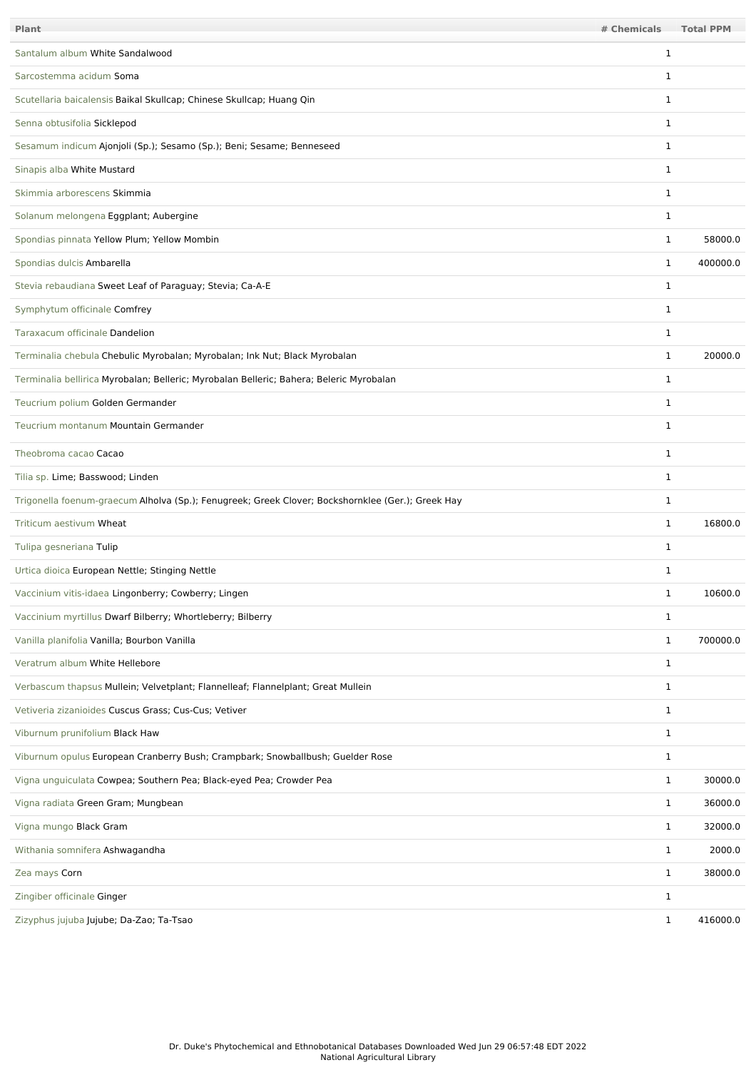| Plant | # Chemicals | Total PPM |
| --- | --- | --- |
| Santalum album White Sandalwood | 1 | |
| Sarcostemma acidum Soma | 1 | |
| Scutellaria baicalensis Baikal Skullcap; Chinese Skullcap; Huang Qin | 1 | |
| Senna obtusifolia Sicklepod | 1 | |
| Sesamum indicum Ajonjoli (Sp.); Sesamo (Sp.); Beni; Sesame; Benneseed | 1 | |
| Sinapis alba White Mustard | 1 | |
| Skimmia arborescens Skimmia | 1 | |
| Solanum melongena Eggplant; Aubergine | 1 | |
| Spondias pinnata Yellow Plum; Yellow Mombin | 1 | 58000.0 |
| Spondias dulcis Ambarella | 1 | 400000.0 |
| Stevia rebaudiana Sweet Leaf of Paraguay; Stevia; Ca-A-E | 1 | |
| Symphytum officinale Comfrey | 1 | |
| Taraxacum officinale Dandelion | 1 | |
| Terminalia chebula Chebulic Myrobalan; Myrobalan; Ink Nut; Black Myrobalan | 1 | 20000.0 |
| Terminalia bellirica Myrobalan; Belleric; Myrobalan Belleric; Bahera; Beleric Myrobalan | 1 | |
| Teucrium polium Golden Germander | 1 | |
| Teucrium montanum Mountain Germander | 1 | |
| Theobroma cacao Cacao | 1 | |
| Tilia sp. Lime; Basswood; Linden | 1 | |
| Trigonella foenum-graecum Alholva (Sp.); Fenugreek; Greek Clover; Bockshornklee (Ger.); Greek Hay | 1 | |
| Triticum aestivum Wheat | 1 | 16800.0 |
| Tulipa gesneriana Tulip | 1 | |
| Urtica dioica European Nettle; Stinging Nettle | 1 | |
| Vaccinium vitis-idaea Lingonberry; Cowberry; Lingen | 1 | 10600.0 |
| Vaccinium myrtillus Dwarf Bilberry; Whortleberry; Bilberry | 1 | |
| Vanilla planifolia Vanilla; Bourbon Vanilla | 1 | 700000.0 |
| Veratrum album White Hellebore | 1 | |
| Verbascum thapsus Mullein; Velvetplant; Flannelleaf; Flannelplant; Great Mullein | 1 | |
| Vetiveria zizanioides Cuscus Grass; Cus-Cus; Vetiver | 1 | |
| Viburnum prunifolium Black Haw | 1 | |
| Viburnum opulus European Cranberry Bush; Crampbark; Snowballbush; Guelder Rose | 1 | |
| Vigna unguiculata Cowpea; Southern Pea; Black-eyed Pea; Crowder Pea | 1 | 30000.0 |
| Vigna radiata Green Gram; Mungbean | 1 | 36000.0 |
| Vigna mungo Black Gram | 1 | 32000.0 |
| Withania somnifera Ashwagandha | 1 | 2000.0 |
| Zea mays Corn | 1 | 38000.0 |
| Zingiber officinale Ginger | 1 | |
| Zizyphus jujuba Jujube; Da-Zao; Ta-Tsao | 1 | 416000.0 |

Dr. Duke's Phytochemical and Ethnobotanical Databases Downloaded Wed Jun 29 06:57:48 EDT 2022
National Agricultural Library